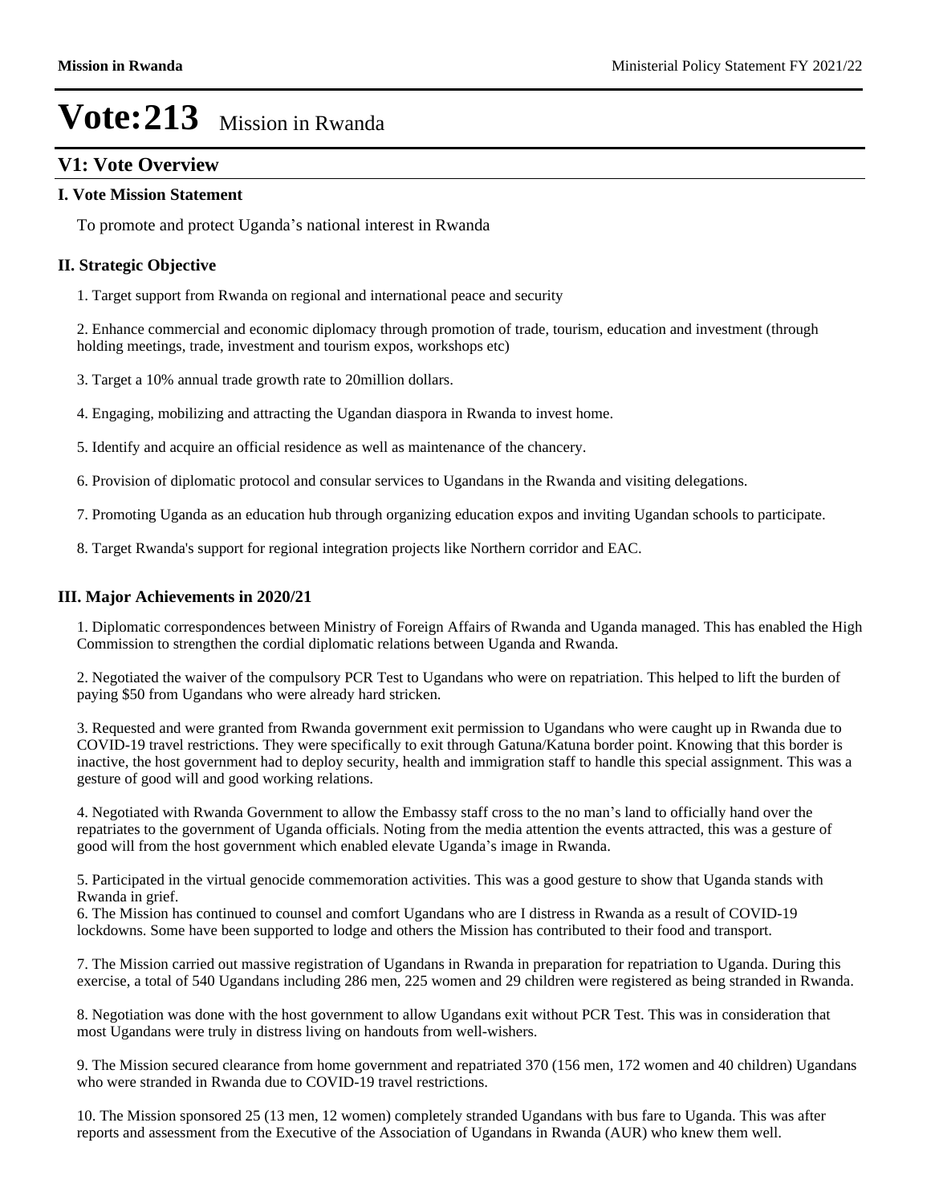# Vote:213 Mission in Rwanda

## V1: Vote Overview

### I. Vote Mission Statement

To promote and protect Uganda's national interest in Rwanda

### II. Strategic Objective

1. Target support from Rwanda on regional and international peace and security

2. Enhance commercial and economic diplomacy through promotion of trade, tourism, education and investment (through holding meetings, trade, investment and tourism expos, workshops etc)

3. Target a 10% annual trade growth rate to 20million dollars.

4. Engaging, mobilizing and attracting the Ugandan diaspora in Rwanda to invest home.

5. Identify and acquire an official residence as well as maintenance of the chancery.

6. Provision of diplomatic protocol and consular services to Ugandans in the Rwanda and visiting delegations.

7. Promoting Uganda as an education hub through organizing education expos and inviting Ugandan schools to participate.

8. Target Rwanda's support for regional integration projects like Northern corridor and EAC.

### III. Major Achievements in 2020/21

1. Diplomatic correspondences between Ministry of Foreign Affairs of Rwanda and Uganda managed. This has enabled the High Commission to strengthen the cordial diplomatic relations between Uganda and Rwanda.

2. Negotiated the waiver of the compulsory PCR Test to Ugandans who were on repatriation. This helped to lift the burden of paying $50 from Ugandans who were already hard stricken.

3. Requested and were granted from Rwanda government exit permission to Ugandans who were caught up in Rwanda due to COVID-19 travel restrictions. They were specifically to exit through Gatuna/Katuna border point. Knowing that this border is inactive, the host government had to deploy security, health and immigration staff to handle this special assignment. This was a gesture of good will and good working relations.

4. Negotiated with Rwanda Government to allow the Embassy staff cross to the no man's land to officially hand over the repatriates to the government of Uganda officials. Noting from the media attention the events attracted, this was a gesture of good will from the host government which enabled elevate Uganda's image in Rwanda.

5. Participated in the virtual genocide commemoration activities. This was a good gesture to show that Uganda stands with Rwanda in grief.

6. The Mission has continued to counsel and comfort Ugandans who are I distress in Rwanda as a result of COVID-19 lockdowns. Some have been supported to lodge and others the Mission has contributed to their food and transport.

7. The Mission carried out massive registration of Ugandans in Rwanda in preparation for repatriation to Uganda. During this exercise, a total of 540 Ugandans including 286 men, 225 women and 29 children were registered as being stranded in Rwanda.

8. Negotiation was done with the host government to allow Ugandans exit without PCR Test. This was in consideration that most Ugandans were truly in distress living on handouts from well-wishers.

9. The Mission secured clearance from home government and repatriated 370 (156 men, 172 women and 40 children) Ugandans who were stranded in Rwanda due to COVID-19 travel restrictions.

10. The Mission sponsored 25 (13 men, 12 women) completely stranded Ugandans with bus fare to Uganda. This was after reports and assessment from the Executive of the Association of Ugandans in Rwanda (AUR) who knew them well.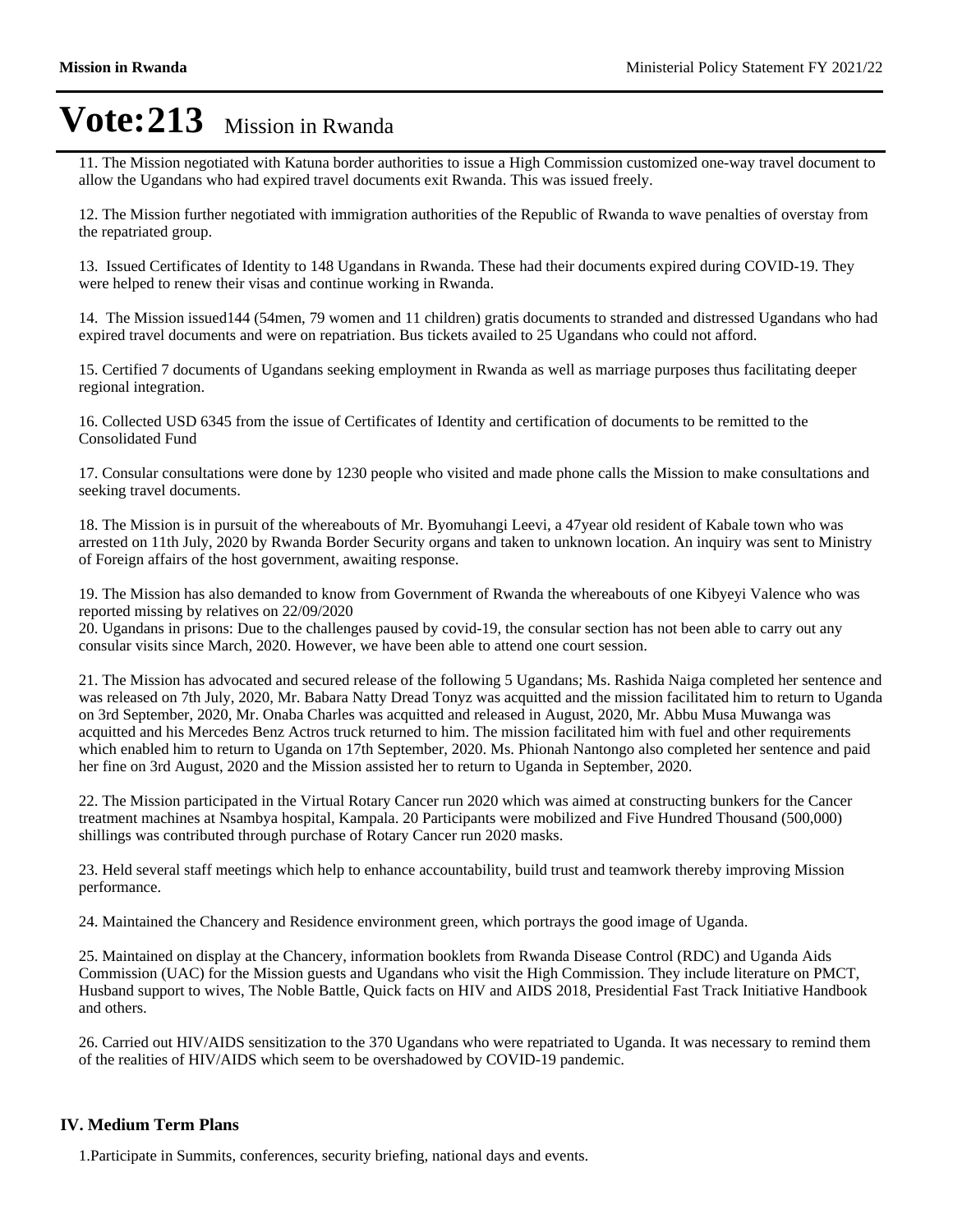# Vote:213 Mission in Rwanda

11. The Mission negotiated with Katuna border authorities to issue a High Commission customized one-way travel document to allow the Ugandans who had expired travel documents exit Rwanda. This was issued freely.

12. The Mission further negotiated with immigration authorities of the Republic of Rwanda to wave penalties of overstay from the repatriated group.

13. Issued Certificates of Identity to 148 Ugandans in Rwanda. These had their documents expired during COVID-19. They were helped to renew their visas and continue working in Rwanda.

14. The Mission issued144 (54men, 79 women and 11 children) gratis documents to stranded and distressed Ugandans who had expired travel documents and were on repatriation. Bus tickets availed to 25 Ugandans who could not afford.

15. Certified 7 documents of Ugandans seeking employment in Rwanda as well as marriage purposes thus facilitating deeper regional integration.

16. Collected USD 6345 from the issue of Certificates of Identity and certification of documents to be remitted to the Consolidated Fund

17. Consular consultations were done by 1230 people who visited and made phone calls the Mission to make consultations and seeking travel documents.

18. The Mission is in pursuit of the whereabouts of Mr. Byomuhangi Leevi, a 47year old resident of Kabale town who was arrested on 11th July, 2020 by Rwanda Border Security organs and taken to unknown location. An inquiry was sent to Ministry of Foreign affairs of the host government, awaiting response.

19. The Mission has also demanded to know from Government of Rwanda the whereabouts of one Kibyeyi Valence who was reported missing by relatives on 22/09/2020

20. Ugandans in prisons: Due to the challenges paused by covid-19, the consular section has not been able to carry out any consular visits since March, 2020. However, we have been able to attend one court session.

21. The Mission has advocated and secured release of the following 5 Ugandans; Ms. Rashida Naiga completed her sentence and was released on 7th July, 2020, Mr. Babara Natty Dread Tonyz was acquitted and the mission facilitated him to return to Uganda on 3rd September, 2020, Mr. Onaba Charles was acquitted and released in August, 2020, Mr. Abbu Musa Muwanga was acquitted and his Mercedes Benz Actros truck returned to him. The mission facilitated him with fuel and other requirements which enabled him to return to Uganda on 17th September, 2020. Ms. Phionah Nantongo also completed her sentence and paid her fine on 3rd August, 2020 and the Mission assisted her to return to Uganda in September, 2020.

22. The Mission participated in the Virtual Rotary Cancer run 2020 which was aimed at constructing bunkers for the Cancer treatment machines at Nsambya hospital, Kampala. 20 Participants were mobilized and Five Hundred Thousand (500,000) shillings was contributed through purchase of Rotary Cancer run 2020 masks.

23. Held several staff meetings which help to enhance accountability, build trust and teamwork thereby improving Mission performance.

24. Maintained the Chancery and Residence environment green, which portrays the good image of Uganda.

25. Maintained on display at the Chancery, information booklets from Rwanda Disease Control (RDC) and Uganda Aids Commission (UAC) for the Mission guests and Ugandans who visit the High Commission. They include literature on PMCT, Husband support to wives, The Noble Battle, Quick facts on HIV and AIDS 2018, Presidential Fast Track Initiative Handbook and others.

26. Carried out HIV/AIDS sensitization to the 370 Ugandans who were repatriated to Uganda. It was necessary to remind them of the realities of HIV/AIDS which seem to be overshadowed by COVID-19 pandemic.

## IV. Medium Term Plans

1.Participate in Summits, conferences, security briefing, national days and events.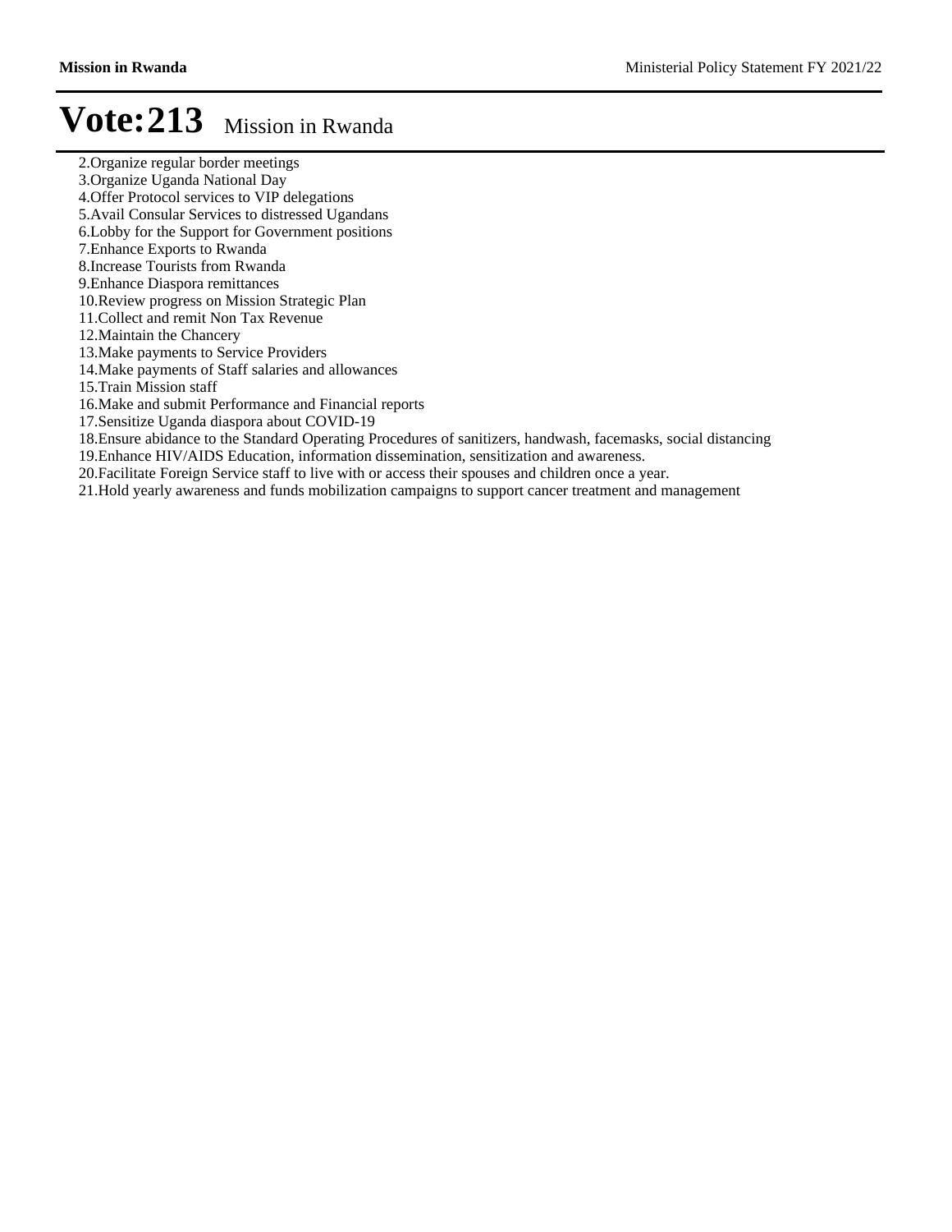# Vote:213 Mission in Rwanda

2. Organize regular border meetings
3. Organize Uganda National Day
4. Offer Protocol services to VIP delegations
5. Avail Consular Services to distressed Ugandans
6. Lobby for the Support for Government positions
7. Enhance Exports to Rwanda
8. Increase Tourists from Rwanda
9. Enhance Diaspora remittances
10. Review progress on Mission Strategic Plan
11. Collect and remit Non Tax Revenue
12. Maintain the Chancery
13. Make payments to Service Providers
14. Make payments of Staff salaries and allowances
15. Train Mission staff
16. Make and submit Performance and Financial reports
17. Sensitize Uganda diaspora about COVID-19
18. Ensure abidance to the Standard Operating Procedures of sanitizers, handwash, facemasks, social distancing
19. Enhance HIV/AIDS Education, information dissemination, sensitization and awareness.
20. Facilitate Foreign Service staff to live with or access their spouses and children once a year.
21. Hold yearly awareness and funds mobilization campaigns to support cancer treatment and management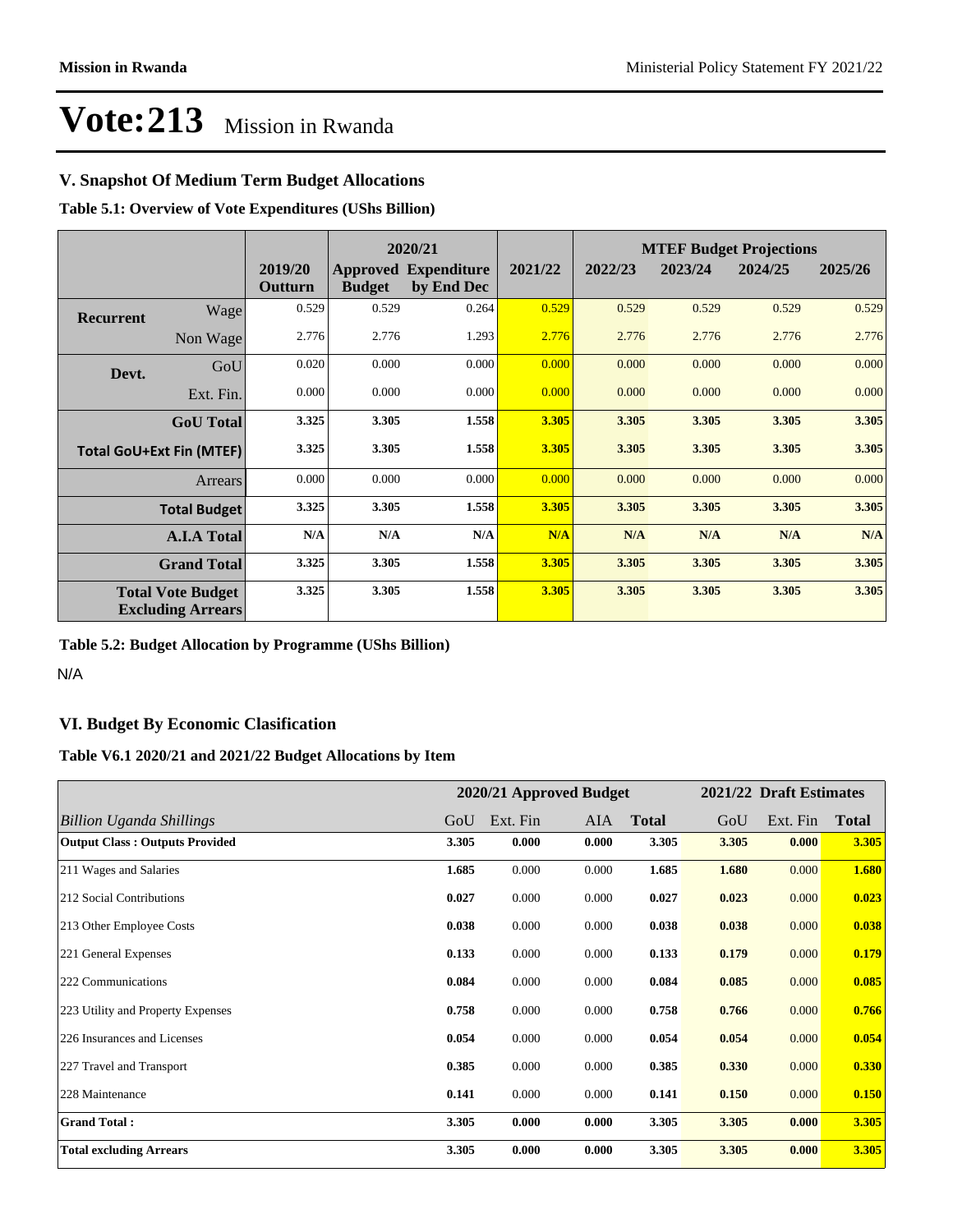# Vote:213 Mission in Rwanda

## V. Snapshot Of Medium Term Budget Allocations

**Table 5.1: Overview of Vote Expenditures (UShs Billion)**

| | | | 2020/21 | | | MTEF Budget Projections | | | |
|---|---|---|---|---|---|---|---|---|---|
| | | 2019/20 Outturn | Approved Budget | Expenditure by End Dec | 2021/22 | 2022/23 | 2023/24 | 2024/25 | 2025/26 |
| Recurrent | Wage | 0.529 | 0.529 | 0.264 | 0.529 | 0.529 | 0.529 | 0.529 | 0.529 |
| | Non Wage | 2.776 | 2.776 | 1.293 | 2.776 | 2.776 | 2.776 | 2.776 | 2.776 |
| Devt. | GoU | 0.020 | 0.000 | 0.000 | 0.000 | 0.000 | 0.000 | 0.000 | 0.000 |
| | Ext. Fin. | 0.000 | 0.000 | 0.000 | 0.000 | 0.000 | 0.000 | 0.000 | 0.000 |
| | **GoU Total** | **3.325** | **3.305** | **1.558** | **3.305** | **3.305** | **3.305** | **3.305** | **3.305** |
| **Total GoU+Ext Fin (MTEF)** | | **3.325** | **3.305** | **1.558** | **3.305** | **3.305** | **3.305** | **3.305** | **3.305** |
| | Arrears | 0.000 | 0.000 | 0.000 | 0.000 | 0.000 | 0.000 | 0.000 | 0.000 |
| | **Total Budget** | **3.325** | **3.305** | **1.558** | **3.305** | **3.305** | **3.305** | **3.305** | **3.305** |
| | **A.I.A Total** | **N/A** | **N/A** | **N/A** | **N/A** | **N/A** | **N/A** | **N/A** | **N/A** |
| | **Grand Total** | **3.325** | **3.305** | **1.558** | **3.305** | **3.305** | **3.305** | **3.305** | **3.305** |
| **Total Vote Budget Excluding Arrears** | | **3.325** | **3.305** | **1.558** | **3.305** | **3.305** | **3.305** | **3.305** | **3.305** |

**Table 5.2: Budget Allocation by Programme (UShs Billion)**

N/A

## VI. Budget By Economic Clasification

**Table V6.1 2020/21 and 2021/22 Budget Allocations by Item**

| | 2020/21 Approved Budget | | | | 2021/22 Draft Estimates | | |
|---|---|---|---|---|---|---|---|
| *Billion Uganda Shillings* | GoU | Ext. Fin | AIA | **Total** | GoU | Ext. Fin | **Total** |
| **Output Class : Outputs Provided** | **3.305** | **0.000** | **0.000** | **3.305** | **3.305** | **0.000** | **3.305** |
| 211 Wages and Salaries | **1.685** | 0.000 | 0.000 | **1.685** | **1.680** | 0.000 | **1.680** |
| 212 Social Contributions | **0.027** | 0.000 | 0.000 | **0.027** | **0.023** | 0.000 | **0.023** |
| 213 Other Employee Costs | **0.038** | 0.000 | 0.000 | **0.038** | **0.038** | 0.000 | **0.038** |
| 221 General Expenses | **0.133** | 0.000 | 0.000 | **0.133** | **0.179** | 0.000 | **0.179** |
| 222 Communications | **0.084** | 0.000 | 0.000 | **0.084** | **0.085** | 0.000 | **0.085** |
| 223 Utility and Property Expenses | **0.758** | 0.000 | 0.000 | **0.758** | **0.766** | 0.000 | **0.766** |
| 226 Insurances and Licenses | **0.054** | 0.000 | 0.000 | **0.054** | **0.054** | 0.000 | **0.054** |
| 227 Travel and Transport | **0.385** | 0.000 | 0.000 | **0.385** | **0.330** | 0.000 | **0.330** |
| 228 Maintenance | **0.141** | 0.000 | 0.000 | **0.141** | **0.150** | 0.000 | **0.150** |
| **Grand Total :** | **3.305** | **0.000** | **0.000** | **3.305** | **3.305** | **0.000** | **3.305** |
| **Total excluding Arrears** | **3.305** | **0.000** | **0.000** | **3.305** | **3.305** | **0.000** | **3.305** |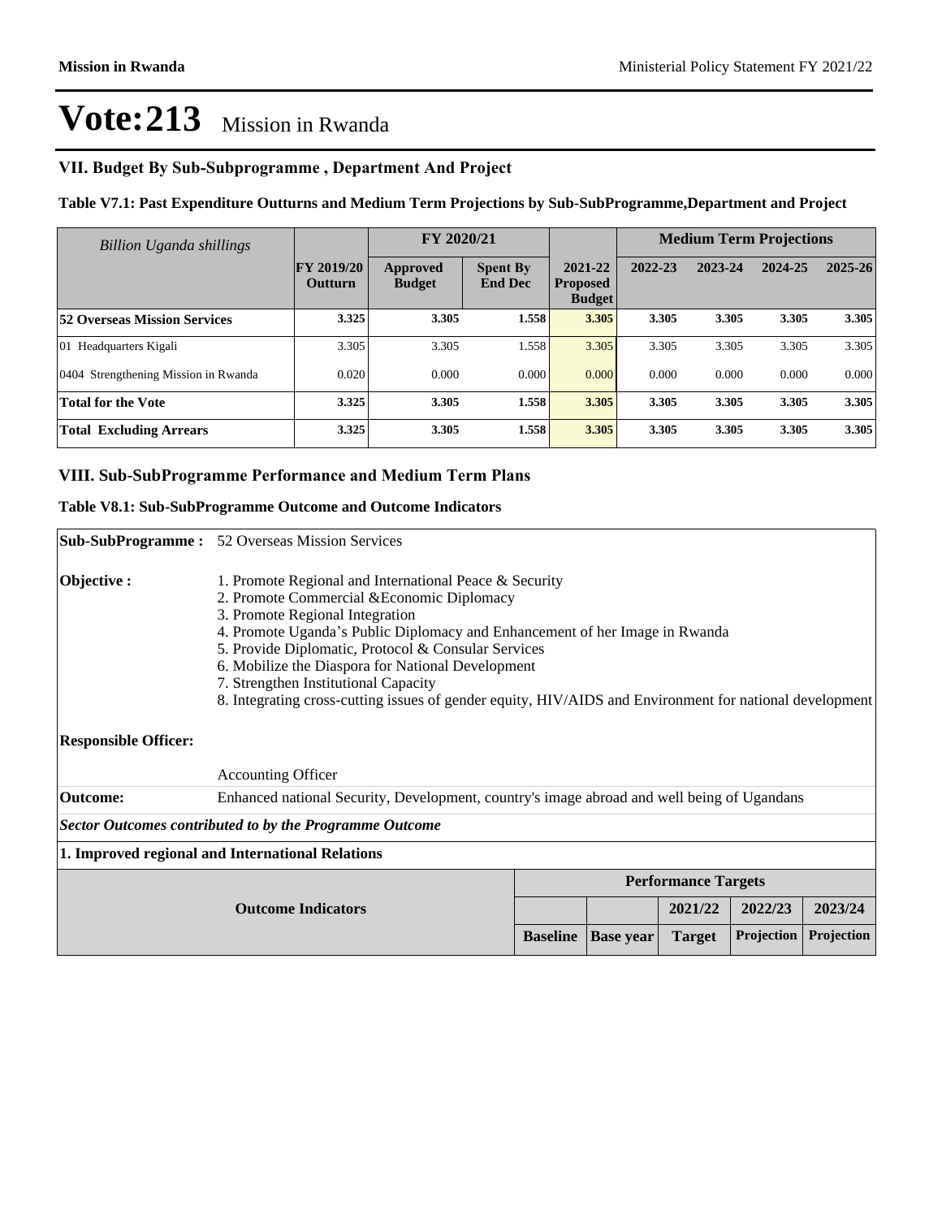# Vote:213 Mission in Rwanda

## VII. Budget By Sub-Subprogramme , Department And Project

### Table V7.1: Past Expenditure Outturns and Medium Term Projections by Sub-SubProgramme,Department and Project

| *Billion Uganda shillings* | | FY 2020/21 | | | Medium Term Projections | | | |
|---|---|---|---|---|---|---|---|---|
| | FY 2019/20 Outturn | Approved Budget | Spent By End Dec | 2021-22 Proposed Budget | 2022-23 | 2023-24 | 2024-25 | 2025-26 |
| **52 Overseas Mission Services** | **3.325** | **3.305** | **1.558** | **3.305** | **3.305** | **3.305** | **3.305** | **3.305** |
| 01 Headquarters Kigali | 3.305 | 3.305 | 1.558 | 3.305 | 3.305 | 3.305 | 3.305 | 3.305 |
| 0404 Strengthening Mission in Rwanda | 0.020 | 0.000 | 0.000 | 0.000 | 0.000 | 0.000 | 0.000 | 0.000 |
| **Total for the Vote** | **3.325** | **3.305** | **1.558** | **3.305** | **3.305** | **3.305** | **3.305** | **3.305** |
| **Total Excluding Arrears** | **3.325** | **3.305** | **1.558** | **3.305** | **3.305** | **3.305** | **3.305** | **3.305** |

## VIII. Sub-SubProgramme Performance and Medium Term Plans

### Table V8.1: Sub-SubProgramme Outcome and Outcome Indicators

**Sub-SubProgramme :** 52 Overseas Mission Services

**Objective :**
1. Promote Regional and International Peace & Security
2. Promote Commercial &Economic Diplomacy
3. Promote Regional Integration
4. Promote Uganda's Public Diplomacy and Enhancement of her Image in Rwanda
5. Provide Diplomatic, Protocol & Consular Services
6. Mobilize the Diaspora for National Development
7. Strengthen Institutional Capacity
8. Integrating cross-cutting issues of gender equity, HIV/AIDS and Environment for national development

**Responsible Officer:**

Accounting Officer

**Outcome:** Enhanced national Security, Development, country's image abroad and well being of Ugandans

***Sector Outcomes contributed to by the Programme Outcome***

**1. Improved regional and International Relations**

| Outcome Indicators | Performance Targets | | | | |
|---|---|---|---|---|---|
| | | | 2021/22 | 2022/23 | 2023/24 |
| | Baseline | Base year | Target | Projection | Projection |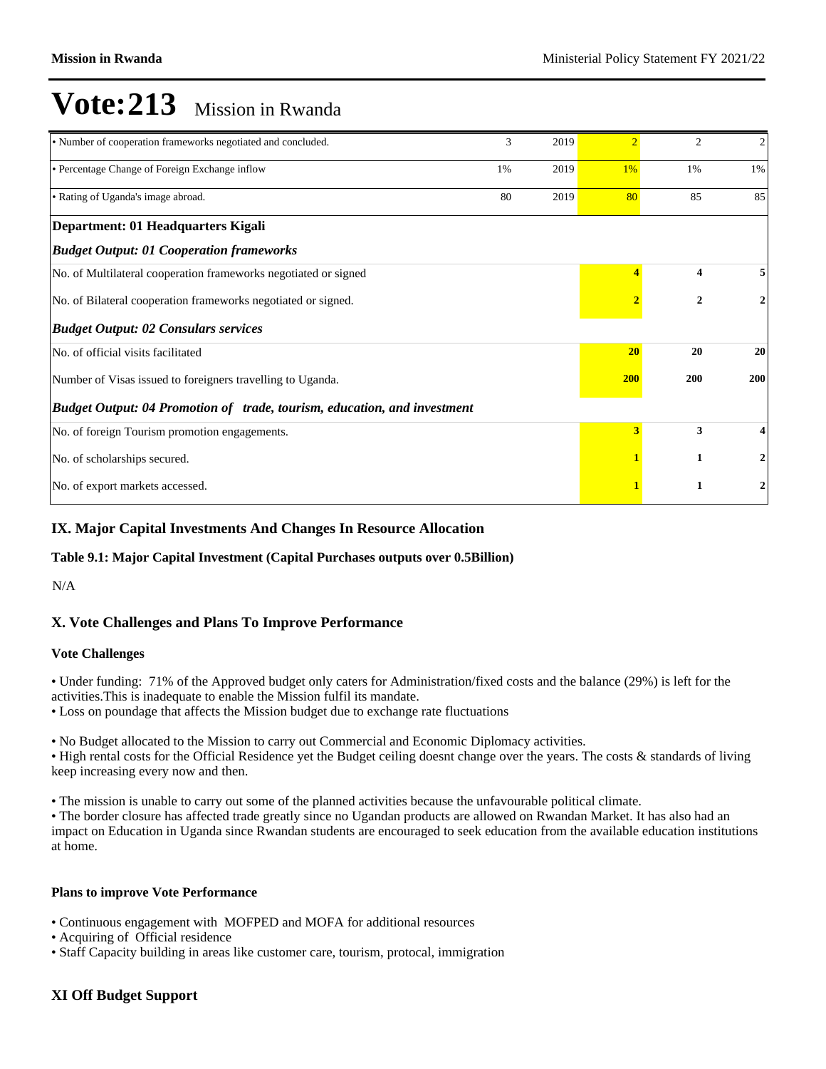# Vote:213 Mission in Rwanda

| | | | | | |
|---|---|---|---|---|---|
| • Number of cooperation frameworks negotiated and concluded. | 3 | 2019 | 2 | 2 | 2 |
| • Percentage Change of Foreign Exchange inflow | 1% | 2019 | 1% | 1% | 1% |
| • Rating of Uganda's image abroad. | 80 | 2019 | 80 | 85 | 85 |
| **Department: 01 Headquarters Kigali** | | | | | |
| ***Budget Output: 01 Cooperation frameworks*** | | | | | |
| No. of Multilateral cooperation frameworks negotiated or signed | | | **4** | **4** | **5** |
| No. of Bilateral cooperation frameworks negotiated or signed. | | | **2** | **2** | **2** |
| ***Budget Output: 02 Consulars services*** | | | | | |
| No. of official visits facilitated | | | **20** | **20** | **20** |
| Number of Visas issued to foreigners travelling to Uganda. | | | **200** | **200** | **200** |
| ***Budget Output: 04 Promotion of trade, tourism, education, and investment*** | | | | | |
| No. of foreign Tourism promotion engagements. | | | **3** | **3** | **4** |
| No. of scholarships secured. | | | **1** | **1** | **2** |
| No. of export markets accessed. | | | **1** | **1** | **2** |

## IX. Major Capital Investments And Changes In Resource Allocation

**Table 9.1: Major Capital Investment (Capital Purchases outputs over 0.5Billion)**

N/A

## X. Vote Challenges and Plans To Improve Performance

**Vote Challenges**

• Under funding: 71% of the Approved budget only caters for Administration/fixed costs and the balance (29%) is left for the activities.This is inadequate to enable the Mission fulfil its mandate.
• Loss on poundage that affects the Mission budget due to exchange rate fluctuations

• No Budget allocated to the Mission to carry out Commercial and Economic Diplomacy activities.
• High rental costs for the Official Residence yet the Budget ceiling doesnt change over the years. The costs & standards of living keep increasing every now and then.

• The mission is unable to carry out some of the planned activities because the unfavourable political climate.
• The border closure has affected trade greatly since no Ugandan products are allowed on Rwandan Market. It has also had an impact on Education in Uganda since Rwandan students are encouraged to seek education from the available education institutions at home.

**Plans to improve Vote Performance**

• Continuous engagement with MOFPED and MOFA for additional resources
• Acquiring of Official residence
• Staff Capacity building in areas like customer care, tourism, protocal, immigration

## XI Off Budget Support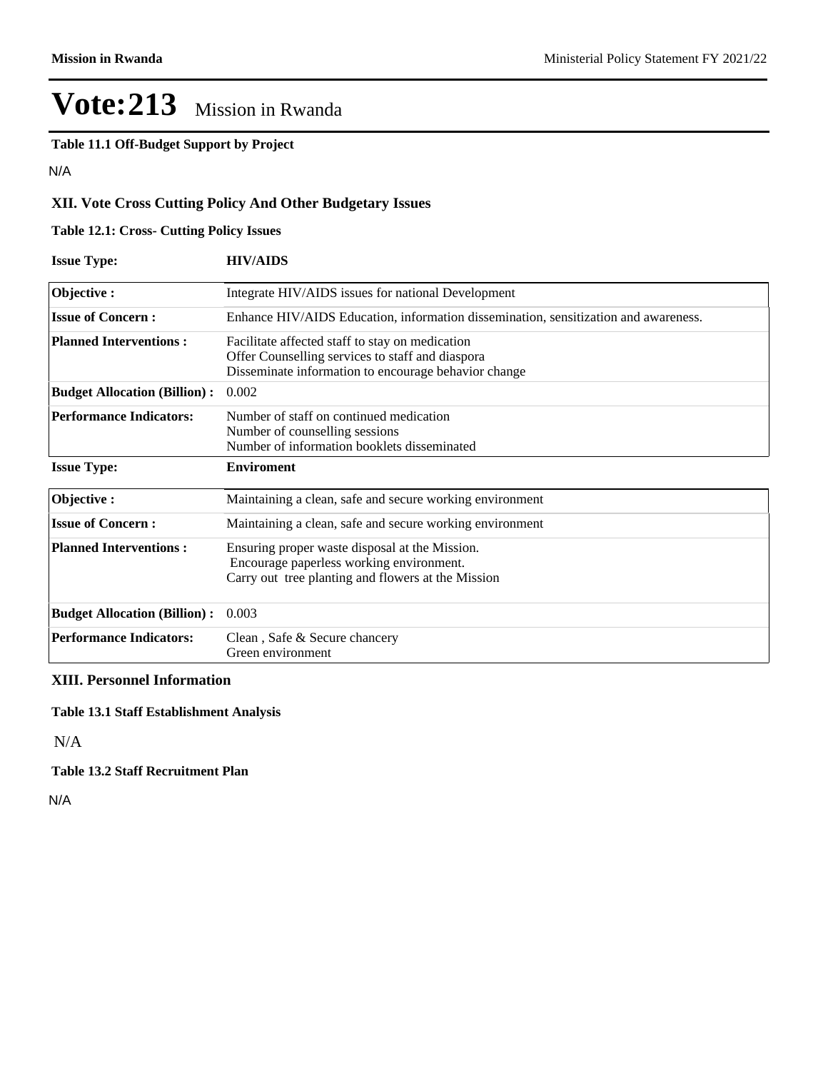# Vote:213 Mission in Rwanda

**Table 11.1 Off-Budget Support by Project**

N/A

### XII. Vote Cross Cutting Policy And Other Budgetary Issues

**Table 12.1: Cross- Cutting Policy Issues**

**Issue Type:** **HIV/AIDS**

| | |
|---|---|
| **Objective :** | Integrate HIV/AIDS issues for national Development |
| **Issue of Concern :** | Enhance HIV/AIDS Education, information dissemination, sensitization and awareness. |
| **Planned Interventions :** | Facilitate affected staff to stay on medication<br>Offer Counselling services to staff and diaspora<br>Disseminate information to encourage behavior change |
| **Budget Allocation (Billion) :** | 0.002 |
| **Performance Indicators:** | Number of staff on continued medication<br>Number of counselling sessions<br>Number of information booklets disseminated |

**Issue Type:** **Enviroment**

| | |
|---|---|
| **Objective :** | Maintaining a clean, safe and secure working environment |
| **Issue of Concern :** | Maintaining a clean, safe and secure working environment |
| **Planned Interventions :** | Ensuring proper waste disposal at the Mission.<br>Encourage paperless working environment.<br>Carry out tree planting and flowers at the Mission |
| **Budget Allocation (Billion) :** | 0.003 |
| **Performance Indicators:** | Clean , Safe & Secure chancery<br>Green environment |

### XIII. Personnel Information

**Table 13.1 Staff Establishment Analysis**

N/A

**Table 13.2 Staff Recruitment Plan**

N/A